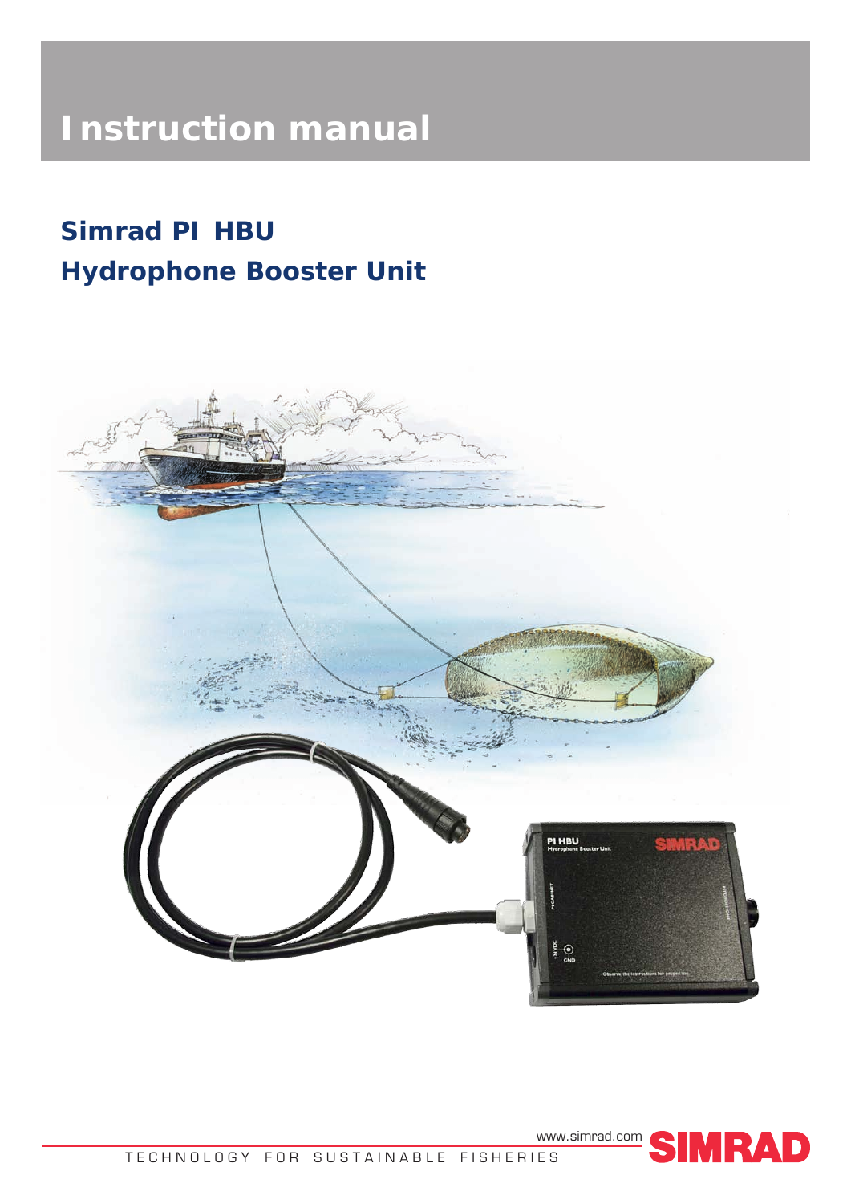# Instruction manual

## Simrad PI HBU
## Hydrophone Booster Unit

www.simrad.com

TECHNOLOGY FOR SUSTAINABLE FISHERIES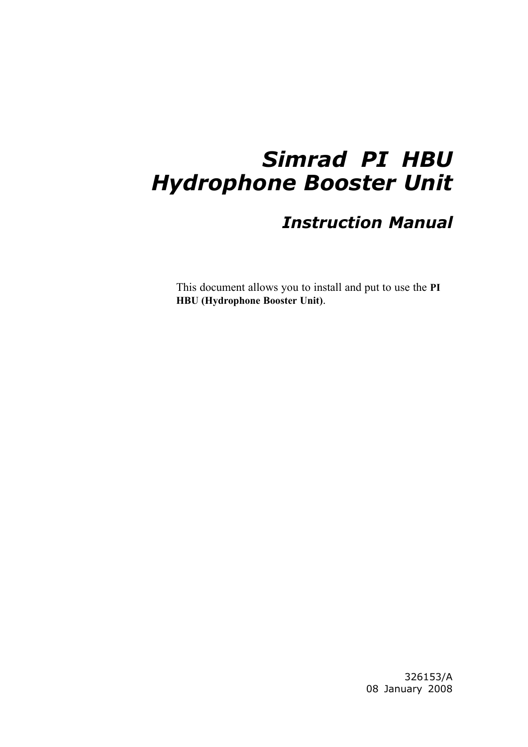# Simrad PI HBU
# Hydrophone Booster Unit

## Instruction Manual

This document allows you to install and put to use the **PI HBU (Hydrophone Booster Unit)**.

326153/A
08 January 2008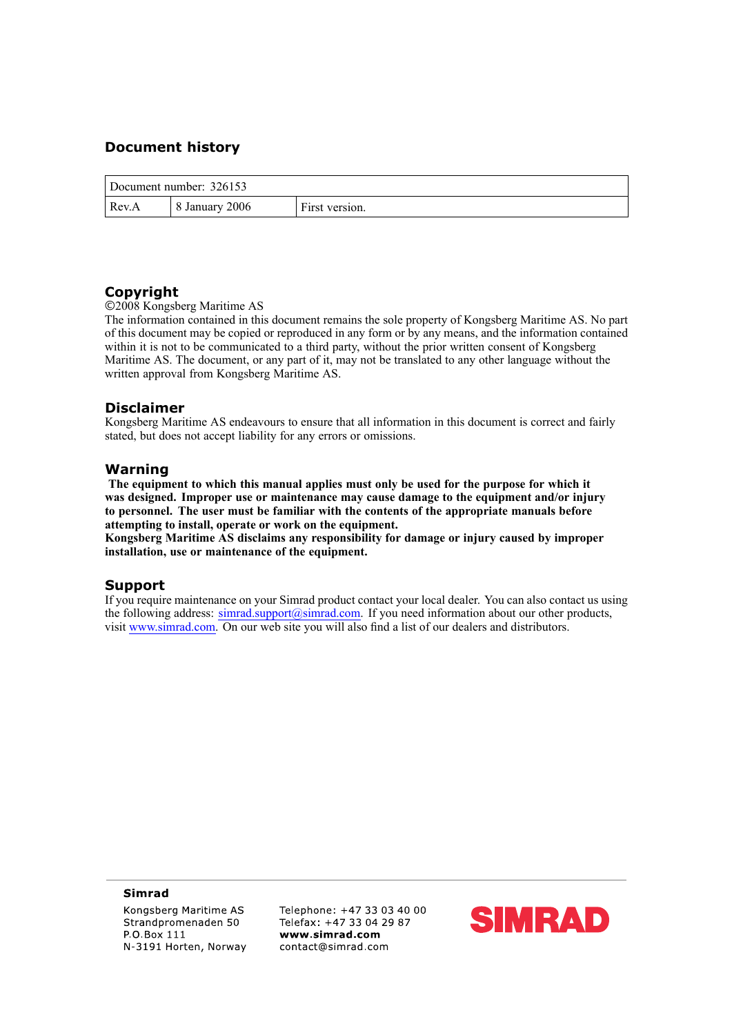## Document history

| Document number: 326153 | | |
|---|---|---|
| Rev.A | 8 January 2006 | First version. |

## Copyright

©2008 Kongsberg Maritime AS

The information contained in this document remains the sole property of Kongsberg Maritime AS. No part of this document may be copied or reproduced in any form or by any means, and the information contained within it is not to be communicated to a third party, without the prior written consent of Kongsberg Maritime AS. The document, or any part of it, may not be translated to any other language without the written approval from Kongsberg Maritime AS.

## Disclaimer

Kongsberg Maritime AS endeavours to ensure that all information in this document is correct and fairly stated, but does not accept liability for any errors or omissions.

## Warning

**The equipment to which this manual applies must only be used for the purpose for which it was designed. Improper use or maintenance may cause damage to the equipment and/or injury to personnel. The user must be familiar with the contents of the appropriate manuals before attempting to install, operate or work on the equipment.**

**Kongsberg Maritime AS disclaims any responsibility for damage or injury caused by improper installation, use or maintenance of the equipment.**

## Support

If you require maintenance on your Simrad product contact your local dealer. You can also contact us using the following address: simrad.support@simrad.com. If you need information about our other products, visit www.simrad.com. On our web site you will also find a list of our dealers and distributors.

**Simrad**

Kongsberg Maritime AS
Strandpromenaden 50
P.O.Box 111
N-3191 Horten, Norway

Telephone: +47 33 03 40 00
Telefax: +47 33 04 29 87
**www.simrad.com**
contact@simrad.com

SIMRAD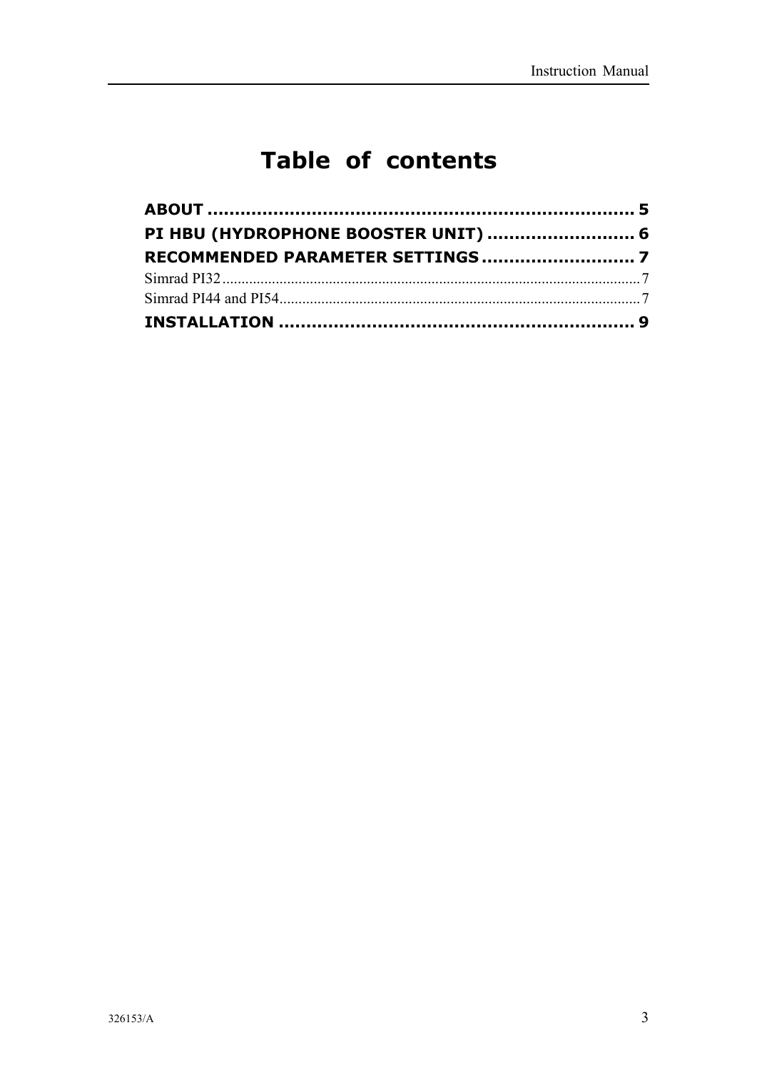# Table of contents

**ABOUT .......................................................................... 5**

**PI HBU (HYDROPHONE BOOSTER UNIT) .......................... 6**

**RECOMMENDED PARAMETER SETTINGS ........................... 7**

Simrad PI32 ........................................................................................... 7

Simrad PI44 and PI54............................................................................. 7

**INSTALLATION ............................................................... 9**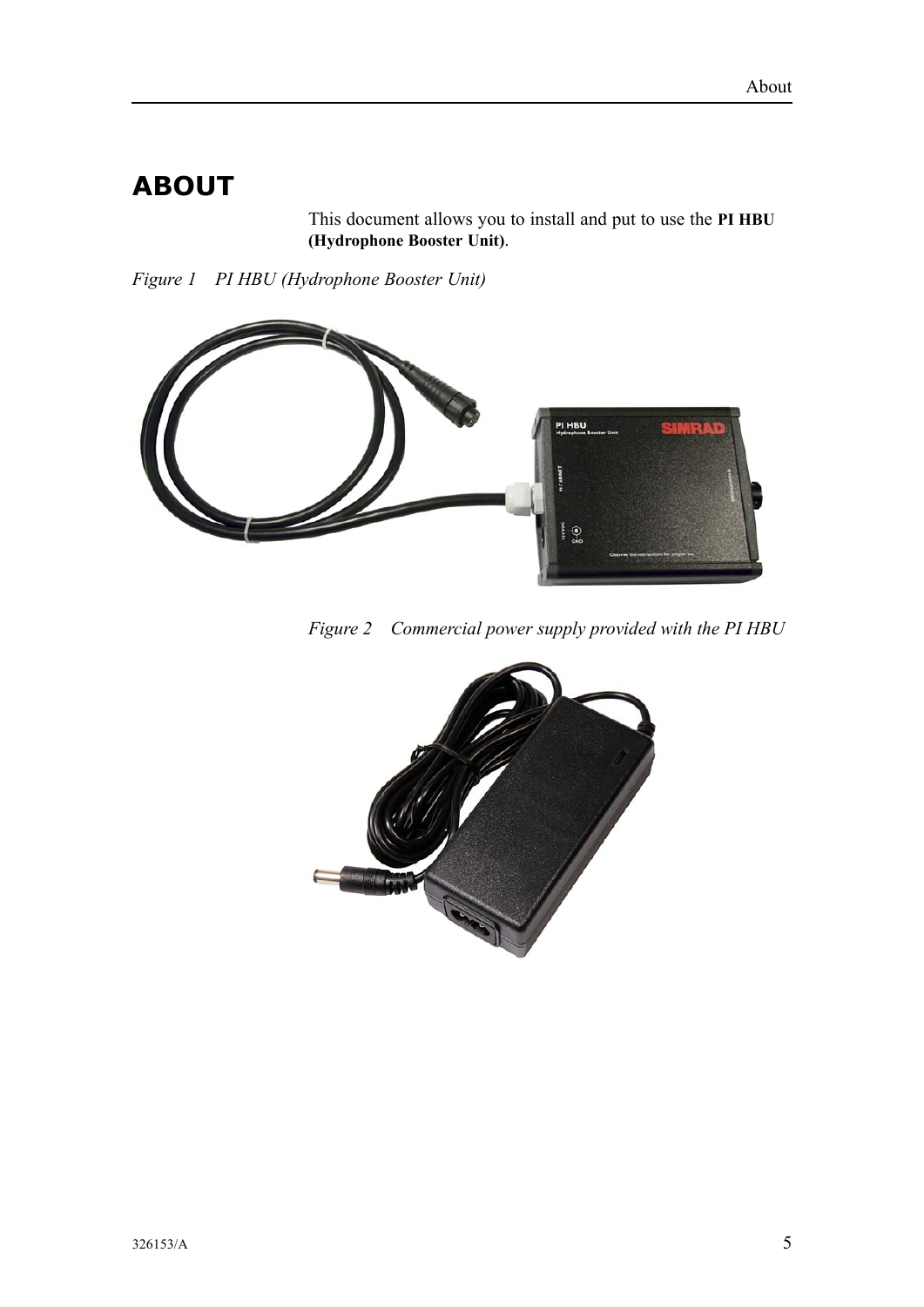# ABOUT

This document allows you to install and put to use the **PI HBU (Hydrophone Booster Unit)**.

*Figure 1 PI HBU (Hydrophone Booster Unit)*

*Figure 2 Commercial power supply provided with the PI HBU*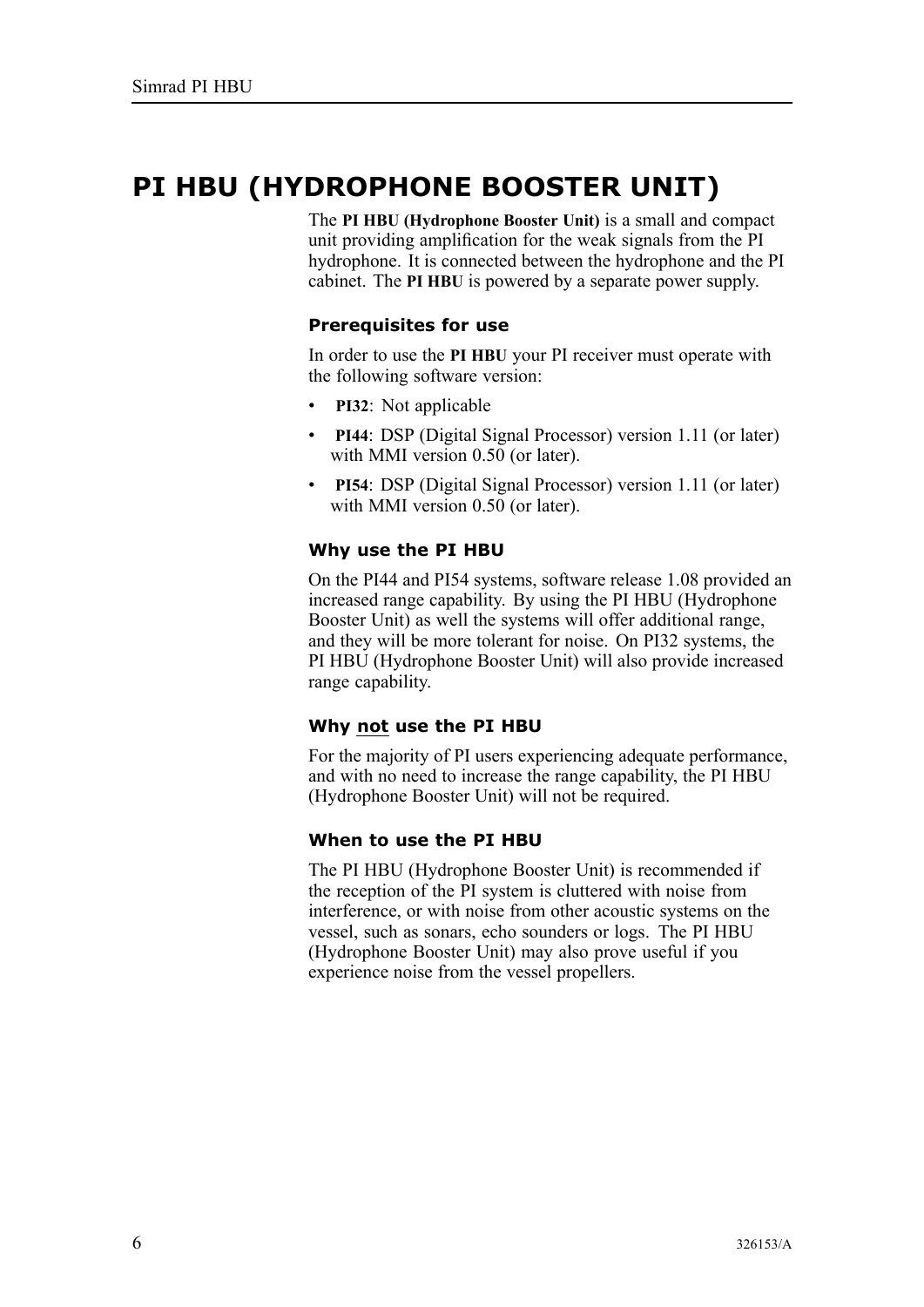# PI HBU (HYDROPHONE BOOSTER UNIT)

The **PI HBU (Hydrophone Booster Unit)** is a small and compact unit providing amplification for the weak signals from the PI hydrophone. It is connected between the hydrophone and the PI cabinet. The **PI HBU** is powered by a separate power supply.

### Prerequisites for use

In order to use the **PI HBU** your PI receiver must operate with the following software version:

- **PI32**: Not applicable
- **PI44**: DSP (Digital Signal Processor) version 1.11 (or later) with MMI version 0.50 (or later).
- **PI54**: DSP (Digital Signal Processor) version 1.11 (or later) with MMI version 0.50 (or later).

### Why use the PI HBU

On the PI44 and PI54 systems, software release 1.08 provided an increased range capability. By using the PI HBU (Hydrophone Booster Unit) as well the systems will offer additional range, and they will be more tolerant for noise. On PI32 systems, the PI HBU (Hydrophone Booster Unit) will also provide increased range capability.

### Why not use the PI HBU

For the majority of PI users experiencing adequate performance, and with no need to increase the range capability, the PI HBU (Hydrophone Booster Unit) will not be required.

### When to use the PI HBU

The PI HBU (Hydrophone Booster Unit) is recommended if the reception of the PI system is cluttered with noise from interference, or with noise from other acoustic systems on the vessel, such as sonars, echo sounders or logs. The PI HBU (Hydrophone Booster Unit) may also prove useful if you experience noise from the vessel propellers.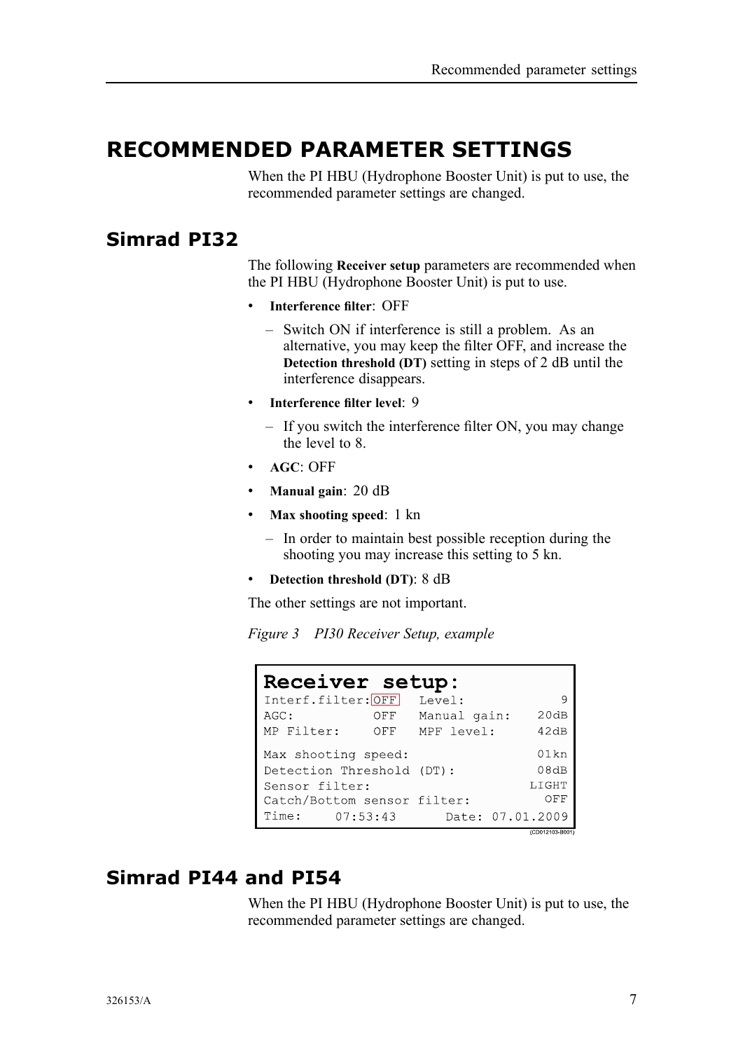# RECOMMENDED PARAMETER SETTINGS

When the PI HBU (Hydrophone Booster Unit) is put to use, the recommended parameter settings are changed.

## Simrad PI32

The following **Receiver setup** parameters are recommended when the PI HBU (Hydrophone Booster Unit) is put to use.

- **Interference filter**: OFF
  - Switch ON if interference is still a problem. As an alternative, you may keep the filter OFF, and increase the **Detection threshold (DT)** setting in steps of 2 dB until the interference disappears.
- **Interference filter level**: 9
  - If you switch the interference filter ON, you may change the level to 8.
- **AGC**: OFF
- **Manual gain**: 20 dB
- **Max shooting speed**: 1 kn
  - In order to maintain best possible reception during the shooting you may increase this setting to 5 kn.
- **Detection threshold (DT)**: 8 dB

The other settings are not important.

*Figure 3 PI30 Receiver Setup, example*

```
Receiver setup:
Interf.filter:OFF   Level:              9
AGC:           OFF   Manual gain:     20dB
MP Filter:     OFF   MPF level:       42dB

Max shooting speed:                   01kn
Detection Threshold (DT):             08dB
Sensor filter:                       LIGHT
Catch/Bottom sensor filter:            OFF
Time:     07:53:43       Date: 07.01.2009
```

(CD012103-B001)

## Simrad PI44 and PI54

When the PI HBU (Hydrophone Booster Unit) is put to use, the recommended parameter settings are changed.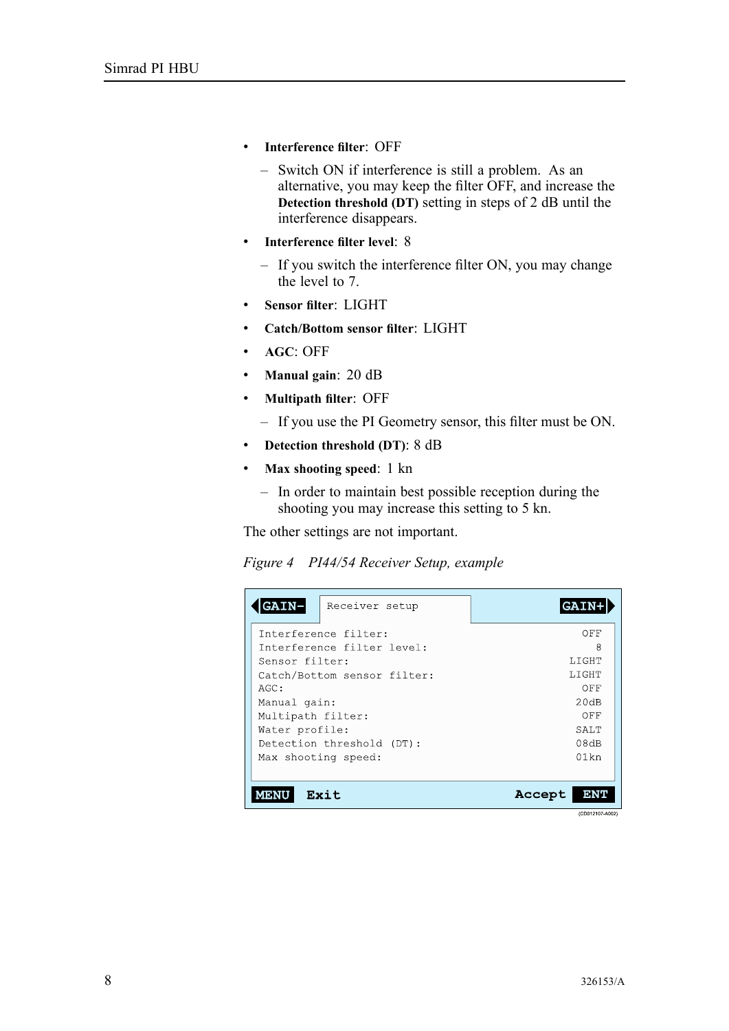- **Interference filter**: OFF
  - Switch ON if interference is still a problem. As an alternative, you may keep the filter OFF, and increase the **Detection threshold (DT)** setting in steps of 2 dB until the interference disappears.
- **Interference filter level**: 8
  - If you switch the interference filter ON, you may change the level to 7.
- **Sensor filter**: LIGHT
- **Catch/Bottom sensor filter**: LIGHT
- **AGC**: OFF
- **Manual gain**: 20 dB
- **Multipath filter**: OFF
  - If you use the PI Geometry sensor, this filter must be ON.
- **Detection threshold (DT)**: 8 dB
- **Max shooting speed**: 1 kn
  - In order to maintain best possible reception during the shooting you may increase this setting to 5 kn.

The other settings are not important.

*Figure 4 PI44/54 Receiver Setup, example*

```
GAIN-   Receiver setup                      GAIN+

Interference filter:                          OFF
Interference filter level:                      8
Sensor filter:                              LIGHT
Catch/Bottom sensor filter:                 LIGHT
AGC:                                          OFF
Manual gain:                                 20dB
Multipath filter:                             OFF
Water profile:                               SALT
Detection threshold (DT):                    08dB
Max shooting speed:                          01kn

MENU  Exit                             Accept  ENT
```

(CD012107-A002)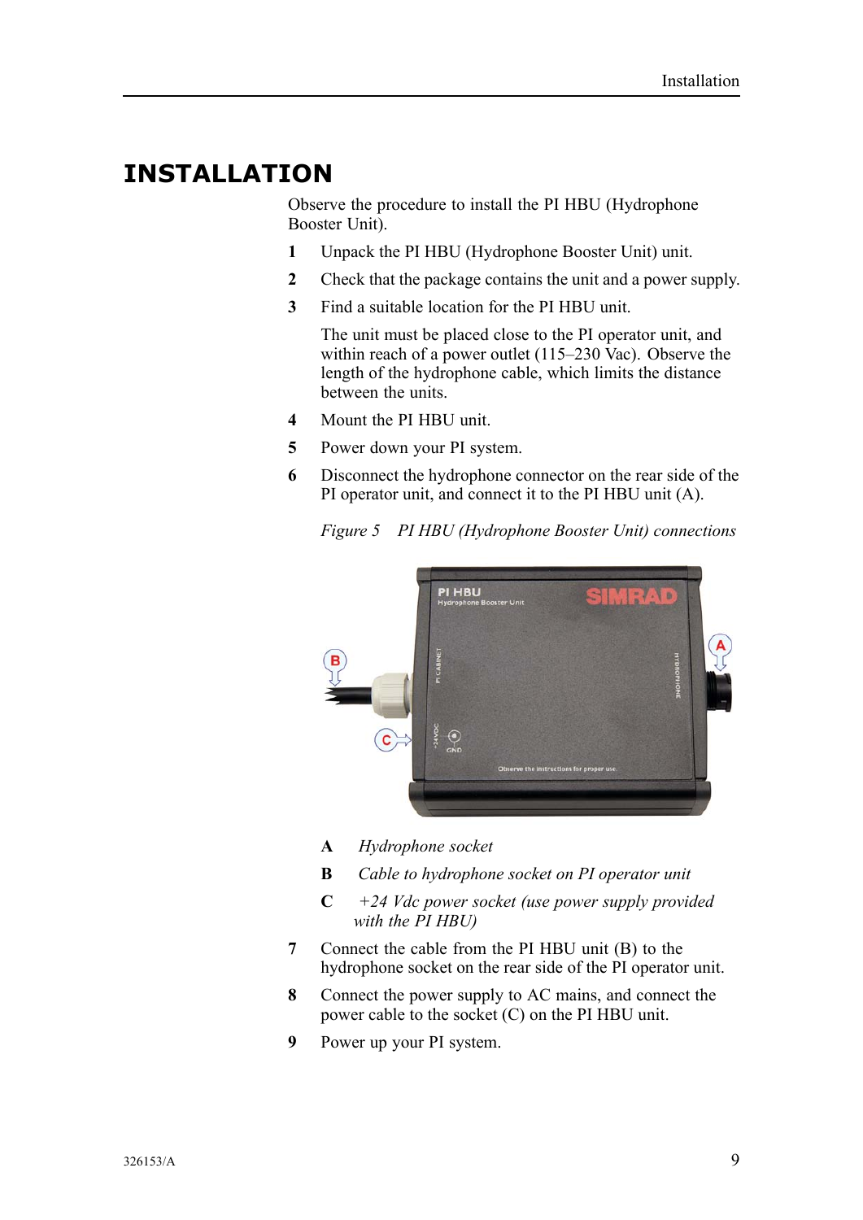# INSTALLATION

Observe the procedure to install the PI HBU (Hydrophone Booster Unit).

1. Unpack the PI HBU (Hydrophone Booster Unit) unit.
2. Check that the package contains the unit and a power supply.
3. Find a suitable location for the PI HBU unit.

   The unit must be placed close to the PI operator unit, and within reach of a power outlet (115–230 Vac). Observe the length of the hydrophone cable, which limits the distance between the units.
4. Mount the PI HBU unit.
5. Power down your PI system.
6. Disconnect the hydrophone connector on the rear side of the PI operator unit, and connect it to the PI HBU unit (A).

   *Figure 5 PI HBU (Hydrophone Booster Unit) connections*

   **A** *Hydrophone socket*

   **B** *Cable to hydrophone socket on PI operator unit*

   **C** *+24 Vdc power socket (use power supply provided with the PI HBU)*
7. Connect the cable from the PI HBU unit (B) to the hydrophone socket on the rear side of the PI operator unit.
8. Connect the power supply to AC mains, and connect the power cable to the socket (C) on the PI HBU unit.
9. Power up your PI system.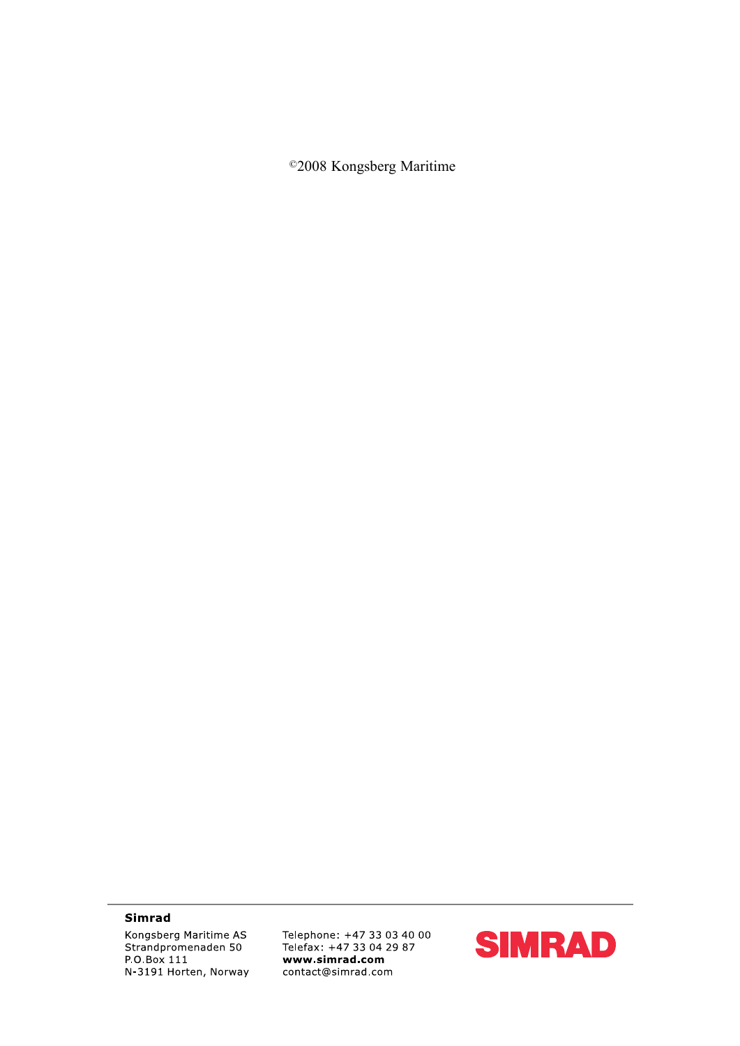©2008 Kongsberg Maritime

**Simrad**

Kongsberg Maritime AS
Strandpromenaden 50
P.O.Box 111
N-3191 Horten, Norway

Telephone: +47 33 03 40 00
Telefax: +47 33 04 29 87
**www.simrad.com**
contact@simrad.com

SIMRAD